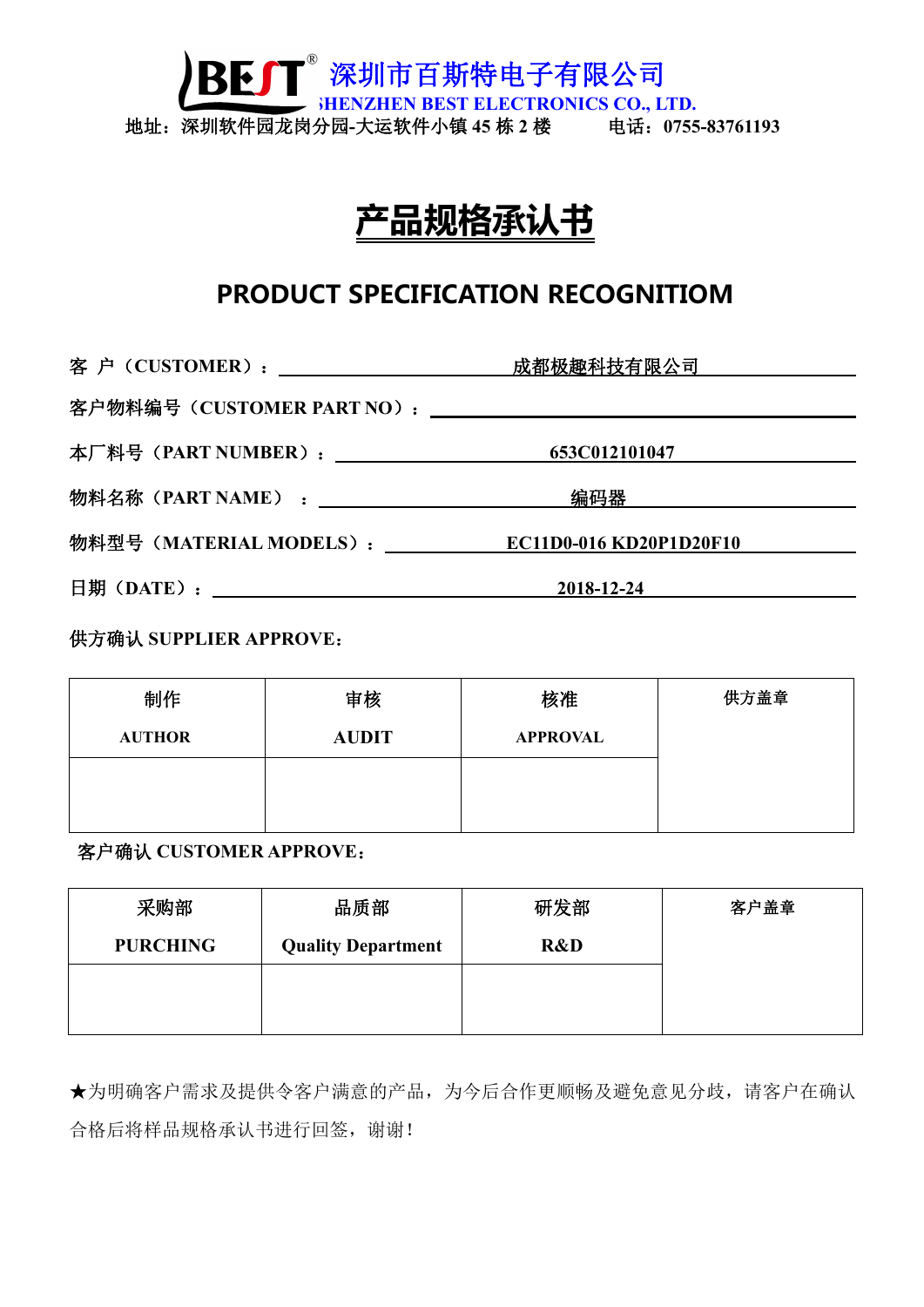BEST® 深圳市百斯特电子有限公司

SHENZHEN BEST ELECTRONICS CO., LTD.

地址：深圳软件园龙岗分园-大运软件小镇 45 栋 2 楼　　电话：0755-83761193

# 产品规格承认书

## PRODUCT SPECIFICATION RECOGNITIOM

客 户（CUSTOMER）：成都极趣科技有限公司

客户物料编号（CUSTOMER PART NO）：

本厂料号（PART NUMBER）：653C012101047

物料名称（PART NAME）：编码器

物料型号（MATERIAL MODELS）：EC11D0-016 KD20P1D20F10

日期（DATE）：2018-12-24

供方确认 SUPPLIER APPROVE：

| 制作 AUTHOR | 审核 AUDIT | 核准 APPROVAL | 供方盖章 |
|---|---|---|---|
| | | | |

客户确认 CUSTOMER APPROVE：

| 采购部 PURCHING | 品质部 Quality Department | 研发部 R&D | 客户盖章 |
|---|---|---|---|
| | | | |

★为明确客户需求及提供令客户满意的产品，为今后合作更顺畅及避免意见分歧，请客户在确认合格后将样品规格承认书进行回签，谢谢！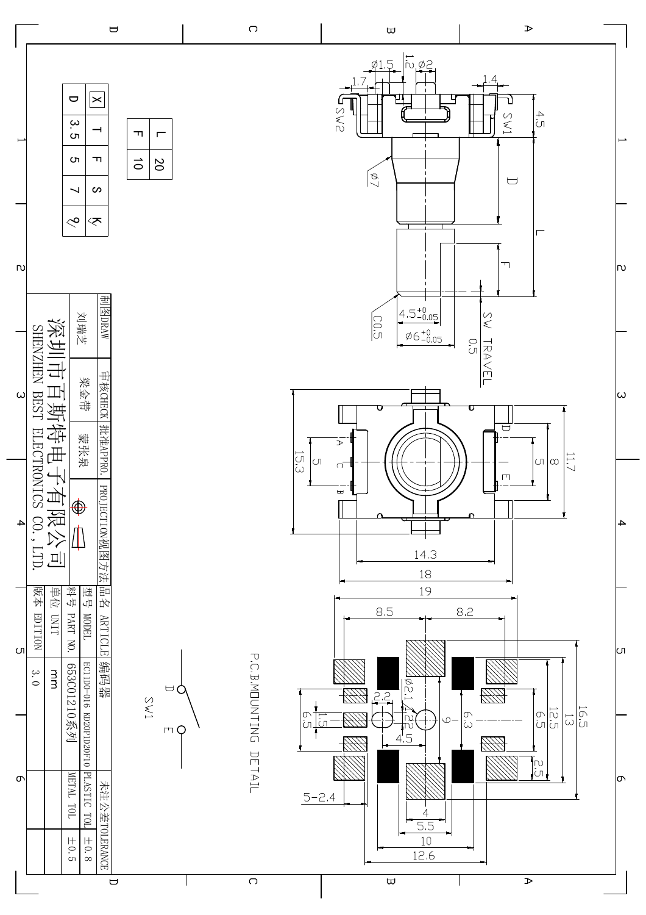| L | 20 |
| --- | --- |
| F | 10 |

| X | T | F | S | K |
| --- | --- | --- | --- | --- |
| D | 3.5 | 5 | 7 | % |

Ø1.5 1.2 Ø2

1.7 1.4

SW2 SW1

4.5

Ø7

D

L

F

C0.5

$4.5^{+0}_{-0.05}$

$Ø6^{+0}_{-0.05}$

SW TRAVEL 0.5

15.3 5 A C B

D E 5 8 11.7

14.3

18

19

8.5 8.2

P.C.B.MOUNTING DETAIL

Ø2.1

2.2

1.5

6.5

2.2

4.5

9

6.3

6.5 12.5 13 16.5

2.5

5-2.4

4

5.5

10

12.6

SW1

D E

| 制图DRAW | 审核CHECK | 批准APPRO. | PROJECTION视图方法 |
| --- | --- | --- | --- |
| 刘瑞芝 | 梁金带 | 蒙张泉 | |

深圳市百斯特电子有限公司

SHENZHEN BEST ELECTRONICS CO., LTD.

| 品名 ARTICLE | 编码器 | 未注公差TOLERANCE | |
| --- | --- | --- | --- |
| 型号 MODEL | EC11D0-016 KD20F1D20F10 | PLASTIC TOL | ±0.8 |
| 料号 PART NO. | 653C01210系列 | METAL TOL | ±0.5 |
| 单位 UNIT | mm | | |
| 版本 EDITION | 3.0 | | |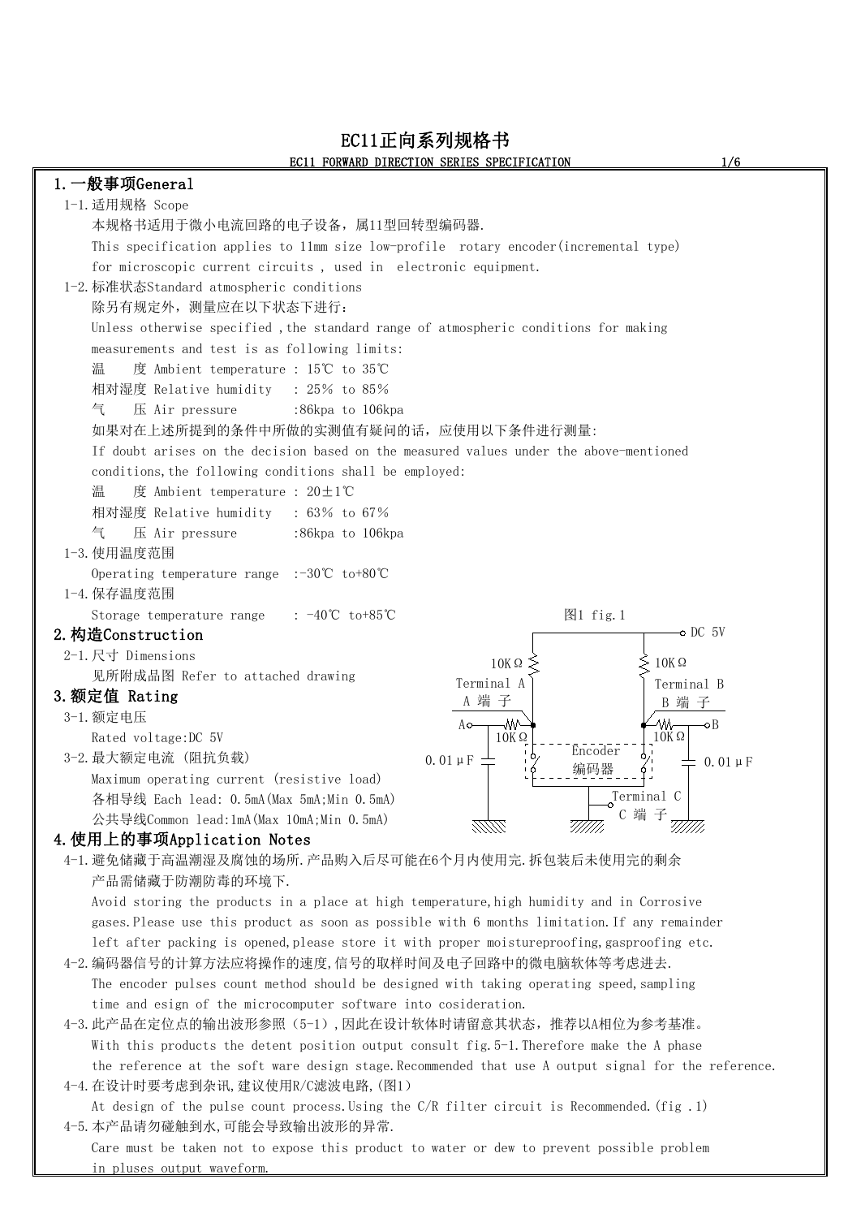# EC11正向系列规格书

EC11 FORWARD DIRECTION SERIES SPECIFICATION

## 1.一般事项General

1-1.适用规格 Scope

本规格书适用于微小电流回路的电子设备，属11型回转型编码器.

This specification applies to 11mm size low-profile rotary encoder(incremental type) for microscopic current circuits , used in electronic equipment.

1-2.标准状态Standard atmospheric conditions

除另有规定外，测量应在以下状态下进行：

Unless otherwise specified ,the standard range of atmospheric conditions for making measurements and test is as following limits:

温　　度 Ambient temperature : 15℃ to 35℃
相对湿度 Relative humidity　: 25% to 85%
气　　压 Air pressure　　　:86kpa to 106kpa

如果对在上述所提到的条件中所做的实测值有疑问的话，应使用以下条件进行测量:

If doubt arises on the decision based on the measured values under the above-mentioned conditions,the following conditions shall be employed:

温　　度 Ambient temperature : 20±1℃
相对湿度 Relative humidity　: 63% to 67%
气　　压 Air pressure　　　:86kpa to 106kpa

1-3.使用温度范围

Operating temperature range :-30℃ to+80℃

1-4.保存温度范围

Storage temperature range　: -40℃ to+85℃

## 2.构造Construction

2-1.尺寸 Dimensions

见所附成品图 Refer to attached drawing

## 3.额定值 Rating

3-1.额定电压

Rated voltage:DC 5V

3-2.最大额定电流 (阻抗负载)

Maximum operating current (resistive load)

各相导线 Each lead: 0.5mA(Max 5mA;Min 0.5mA)

公共导线Common lead:1mA(Max 10mA;Min 0.5mA)

图1 fig.1

DC 5V; 10KΩ; 10KΩ; Terminal A A 端子; Terminal B B 端子; A; B; 10KΩ; 10KΩ; 0.01μF; 0.01μF; Encoder 编码器; Terminal C C 端子

## 4.使用上的事项Application Notes

4-1.避免储藏于高温潮湿及腐蚀的场所.产品购入后尽可能在6个月内使用完.拆包装后未使用完的剩余产品需储藏于防潮防毒的环境下.

Avoid storing the products in a place at high temperature,high humidity and in Corrosive gases.Please use this product as soon as possible with 6 months limitation.If any remainder left after packing is opened,please store it with proper moistureproofing,gasproofing etc.

4-2.编码器信号的计算方法应将操作的速度,信号的取样时间及电子回路中的微电脑软体等考虑进去.

The encoder pulses count method should be designed with taking operating speed,sampling time and esign of the microcomputer software into cosideration.

4-3.此产品在定位点的输出波形参照（5-1）,因此在设计软件时请留意其状态，推荐以A相位为参考基准。

With this products the detent position output consult fig.5-1.Therefore make the A phase the reference at the soft ware design stage.Recommended that use A output signal for the reference.

4-4.在设计时要考虑到杂讯,建议使用R/C滤波电路,(图1)

At design of the pulse count process.Using the C/R filter circuit is Recommended.(fig .1)

4-5.本产品请勿碰触到水,可能会导致输出波形的异常.

Care must be taken not to expose this product to water or dew to prevent possible problem in pluses output waveform.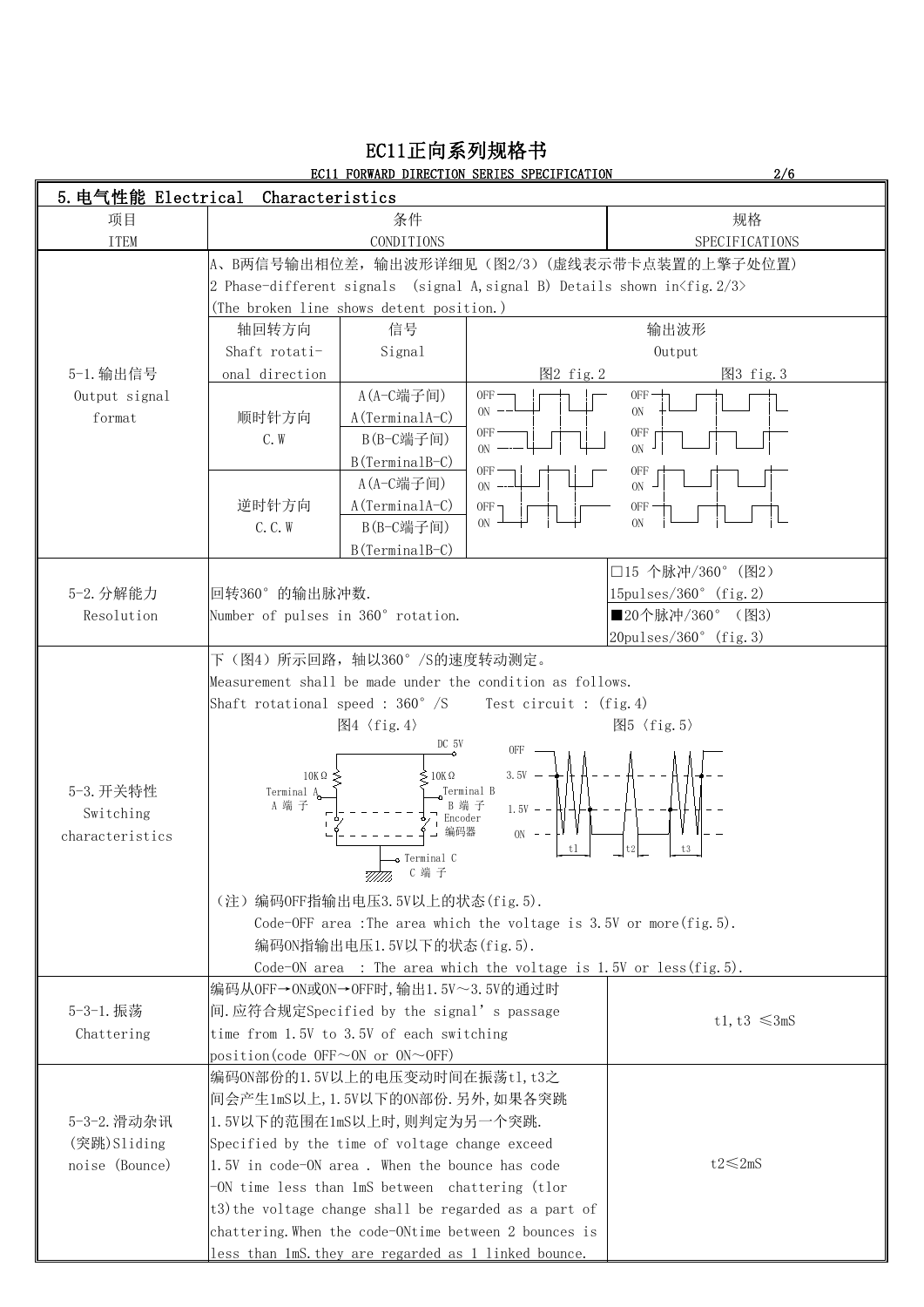# EC11正向系列规格书

EC11 FORWARD DIRECTION SERIES SPECIFICATION

## 5.电气性能 Electrical Characteristics

| 项目<br>ITEM | 条件<br>CONDITIONS | | | 规格<br>SPECIFICATIONS |
|---|---|---|---|---|
| 5-1.输出信号<br>Output signal format | A、B两信号输出相位差，输出波形详细见（图2/3）(虚线表示带卡点装置的上擎子处位置)<br>2 Phase-different signals (signal A,signal B) Details shown in<fig.2/3><br>(The broken line shows detent position.) | | | |
| | 轴回转方向<br>Shaft rotational direction | 信号<br>Signal | 输出波形 Output<br>图2 fig.2 / 图3 fig.3 | |
| | 顺时针方向<br>C.W | A(A-C端子间)<br>A(TerminalA-C) | | |
| | | B(B-C端子间)<br>B(TerminalB-C) | | |
| | 逆时针方向<br>C.C.W | A(A-C端子间)<br>A(TerminalA-C) | | |
| | | B(B-C端子间)<br>B(TerminalB-C) | | |
| 5-2.分解能力<br>Resolution | 回转360°的输出脉冲数.<br>Number of pulses in 360° rotation. | | | □15 个脉冲/360°(图2)<br>15pulses/360° (fig.2)<br>■20个脉冲/360° (图3)<br>20pulses/360° (fig.3) |
| 5-3.开关特性<br>Switching characteristics | 下（图4）所示回路，轴以360°/S的速度转动测定。<br>Measurement shall be made under the condition as follows.<br>Shaft rotational speed : 360°/S Test circuit : (fig.4)<br>图4〈fig.4〉 图5〈fig.5〉<br>（注）编码OFF指输出电压3.5V以上的状态(fig.5).<br>Code-OFF area :The area which the voltage is 3.5V or more(fig.5).<br>编码ON指输出电压1.5V以下的状态(fig.5).<br>Code-ON area : The area which the voltage is 1.5V or less(fig.5). | | | |
| 5-3-1.振荡<br>Chattering | 编码从OFF→ON或ON→OFF时,输出1.5V～3.5V的通过时间.应符合规定Specified by the signal's passage time from 1.5V to 3.5V of each switching position(code OFF～ON or ON～OFF) | | | t1,t3 ≤3mS |
| 5-3-2.滑动杂讯(突跳)Sliding noise (Bounce) | 编码ON部份的1.5V以上的电压变动时间在振荡t1,t3之间会产生1mS以上,1.5V以下的ON部份.另外,如果各突跳1.5V以下的范围在1mS以上时,则判定为另一个突跳.<br>Specified by the time of voltage change exceed 1.5V in code-ON area . When the bounce has code-ON time less than 1mS between chattering (t1or t3)the voltage change shall be regarded as a part of chattering.When the code-ONtime between 2 bounces is less than 1mS.they are regarded as 1 linked bounce. | | | t2≤2mS |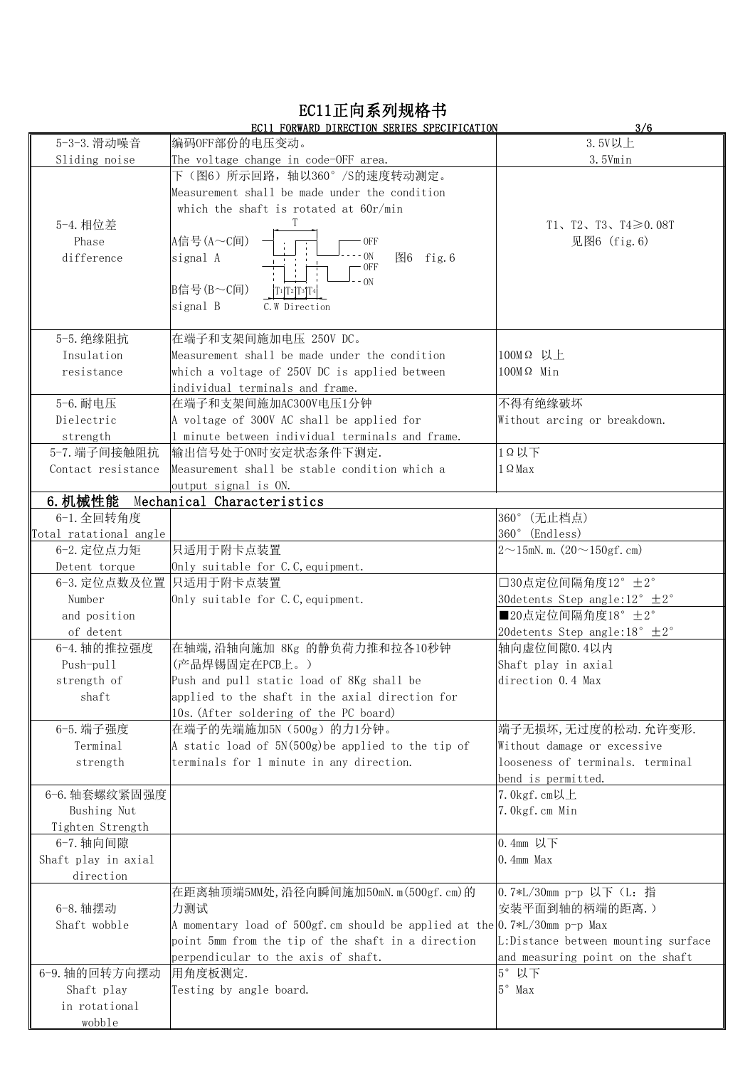# EC11正向系列规格书

EC11 FORWARD DIRECTION SERIES SPECIFICATION

| | | |
|---|---|---|
| 5-3-3.滑动噪音<br>Sliding noise | 编码OFF部份的电压变动。<br>The voltage change in code-OFF area. | 3.5V以上<br>3.5Vmin |
| 5-4.相位差<br>Phase<br>difference | 下（图6）所示回路，轴以360°/S的速度转动测定。<br>Measurement shall be made under the condition which the shaft is rotated at 60r/min<br>A信号(A～C间)<br>signal A<br>B信号(B～C间)<br>signal B<br>T<br>T1 T2 T3 T4<br>C.W Direction<br>OFF<br>ON<br>OFF<br>ON<br>图6 fig.6 | T1、T2、T3、T4≥0.08T<br>见图6 (fig.6) |
| 5-5.绝缘阻抗<br>Insulation<br>resistance | 在端子和支架间施加电压 250V DC。<br>Measurement shall be made under the condition which a voltage of 250V DC is applied between individual terminals and frame. | 100MΩ 以上<br>100MΩ Min |
| 5-6.耐电压<br>Dielectric<br>strength | 在端子和支架间施加AC300V电压1分钟<br>A voltage of 300V AC shall be applied for 1 minute between individual terminals and frame. | 不得有绝缘破坏<br>Without arcing or breakdown. |
| 5-7.端子间接触阻抗<br>Contact resistance | 输出信号处于ON时安定状态条件下测定.<br>Measurement shall be stable condition which a output signal is ON. | 1Ω以下<br>1ΩMax |

## 6.机械性能 Mechanical Characteristics

| | | |
|---|---|---|
| 6-1.全回转角度<br>Total ratational angle | | 360° (无止档点)<br>360° (Endless) |
| 6-2.定位点力矩<br>Detent torque | 只适用于附卡点装置<br>Only suitable for C.C,equipment. | 2～15mN.m.(20～150gf.cm) |
| 6-3.定位点数及位置<br>Number<br>and position<br>of detent | 只适用于附卡点装置<br>Only suitable for C.C,equipment. | □30点定位间隔角度12° ±2°<br>30detents Step angle:12° ±2°<br>■20点定位间隔角度18° ±2°<br>20detents Step angle:18° ±2° |
| 6-4.轴的推拉强度<br>Push-pull<br>strength of<br>shaft | 在轴端,沿轴向施加 8Kg 的静负荷力推和拉各10秒钟<br>(产品焊锡固定在PCB上。)<br>Push and pull static load of 8Kg shall be applied to the shaft in the axial direction for 10s.(After soldering of the PC board) | 轴向虚位间隙0.4以内<br>Shaft play in axial direction 0.4 Max |
| 6-5.端子强度<br>Terminal<br>strength | 在端子的先端施加5N（500g）的力1分钟。<br>A static load of 5N(500g)be applied to the tip of terminals for 1 minute in any direction. | 端子无损坏,无过度的松动.允许变形.<br>Without damage or excessive looseness of terminals. terminal bend is permitted. |
| 6-6.轴套螺纹紧固强度<br>Bushing Nut<br>Tighten Strength | | 7.0kgf.cm以上<br>7.0kgf.cm Min |
| 6-7.轴向间隙<br>Shaft play in axial<br>direction | | 0.4mm 以下<br>0.4mm Max |
| 6-8.轴摆动<br>Shaft wobble | 在距离轴顶端5MM处,沿径向瞬间施加50mN.m(500gf.cm)的力测试<br>A momentary load of 500gf.cm should be applied at the point 5mm from the tip of the shaft in a direction perpendicular to the axis of shaft. | 0.7*L/30mm p-p 以下（L：指安装平面到轴的柄端的距离.）<br>0.7*L/30mm p-p Max<br>L:Distance between mounting surface and measuring point on the shaft |
| 6-9.轴的回转方向摆动<br>Shaft play<br>in rotational<br>wobble | 用角度板测定.<br>Testing by angle board. | 5° 以下<br>5° Max |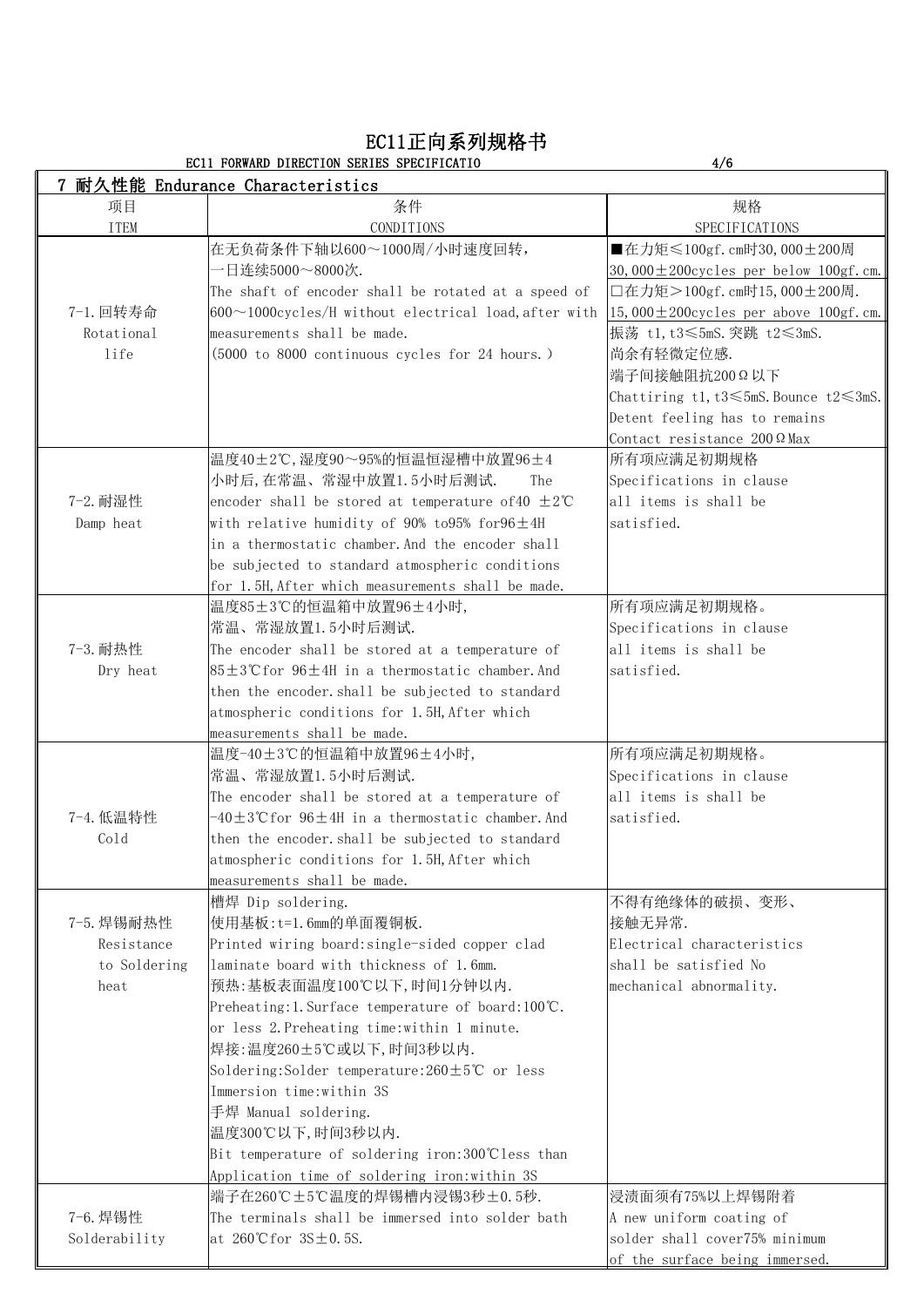# EC11正向系列规格书

EC11 FORWARD DIRECTION SERIES SPECIFICATIO

## 7 耐久性能 Endurance Characteristics

| 项目<br>ITEM | 条件<br>CONDITIONS | 规格<br>SPECIFICATIONS |
|---|---|---|
| 7-1.回转寿命<br>Rotational life | 在无负荷条件下轴以600～1000周/小时速度回转,<br>一日连续5000～8000次.<br>The shaft of encoder shall be rotated at a speed of 600～1000cycles/H without electrical load,after with measurements shall be made.<br>(5000 to 8000 continuous cycles for 24 hours.) | ■在力矩≤100gf.cm时30,000±200周<br>30,000±200cycles per below 100gf.cm.<br>□在力矩>100gf.cm时15,000±200周.<br>15,000±200cycles per above 100gf.cm.<br>振荡 t1,t3≤5mS.突跳 t2≤3mS.<br>尚余有轻微定位感.<br>端子间接触阻抗200Ω以下<br>Chattiring t1,t3≤5mS.Bounce t2≤3mS.<br>Detent feeling has to remains<br>Contact resistance 200ΩMax |
| 7-2.耐湿性<br>Damp heat | 温度40±2℃,湿度90～95%的恒温恒湿槽中放置96±4小时后,在常温、常湿中放置1.5小时后测试. The encoder shall be stored at temperature of40 ±2℃ with relative humidity of 90% to95% for96±4H in a thermostatic chamber.And the encoder shall be subjected to standard atmospheric conditions for 1.5H,After which measurements shall be made. | 所有项应满足初期规格<br>Specifications in clause all items is shall be satisfied. |
| 7-3.耐热性<br>Dry heat | 温度85±3℃的恒温箱中放置96±4小时,<br>常温、常湿放置1.5小时后测试.<br>The encoder shall be stored at a temperature of 85±3℃for 96±4H in a thermostatic chamber.And then the encoder.shall be subjected to standard atmospheric conditions for 1.5H,After which measurements shall be made. | 所有项应满足初期规格。<br>Specifications in clause all items is shall be satisfied. |
| 7-4.低温特性<br>Cold | 温度-40±3℃的恒温箱中放置96±4小时,<br>常温、常湿放置1.5小时后测试.<br>The encoder shall be stored at a temperature of -40±3℃for 96±4H in a thermostatic chamber.And then the encoder.shall be subjected to standard atmospheric conditions for 1.5H,After which measurements shall be made. | 所有项应满足初期规格。<br>Specifications in clause all items is shall be satisfied. |
| 7-5.焊锡耐热性<br>Resistance to Soldering heat | 槽焊 Dip soldering.<br>使用基板:t=1.6mm的单面覆铜板.<br>Printed wiring board:single-sided copper clad laminate board with thickness of 1.6mm.<br>预热:基板表面温度100℃以下,时间1分钟以内.<br>Preheating:1.Surface temperature of board:100℃. or less 2.Preheating time:within 1 minute.<br>焊接:温度260±5℃或以下,时间3秒以内.<br>Soldering:Solder temperature:260±5℃ or less<br>Immersion time:within 3S<br>手焊 Manual soldering.<br>温度300℃以下,时间3秒以内.<br>Bit temperature of soldering iron:300℃less than<br>Application time of soldering iron:within 3S | 不得有绝缘体的破损、变形、<br>接触无异常.<br>Electrical characteristics shall be satisfied No mechanical abnormality. |
| 7-6.焊锡性<br>Solderability | 端子在260℃±5℃温度的焊锡槽内浸锡3秒±0.5秒.<br>The terminals shall be immersed into solder bath at 260℃for 3S±0.5S. | 浸渍面须有75%以上焊锡附着<br>A new uniform coating of solder shall cover75% minimum of the surface being immersed. |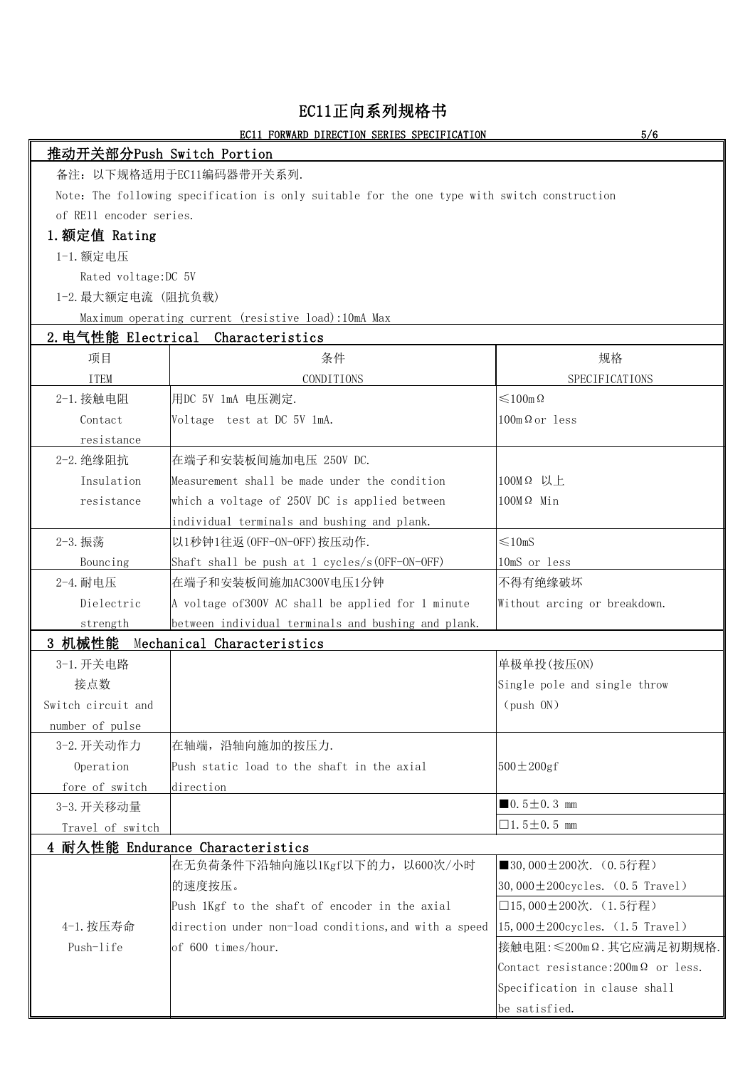# EC11正向系列规格书

EC11 FORWARD DIRECTION SERIES SPECIFICATION

## 推动开关部分Push Switch Portion

备注：以下规格适用于EC11编码器带开关系列.

Note：The following specification is only suitable for the one type with switch construction of RE11 encoder series.

### 1.额定值 Rating

1-1.额定电压

Rated voltage:DC 5V

1-2.最大额定电流 (阻抗负载)

Maximum operating current (resistive load):10mA Max

### 2.电气性能 Electrical Characteristics

| 项目<br>ITEM | 条件<br>CONDITIONS | 规格<br>SPECIFICATIONS |
|---|---|---|
| 2-1.接触电阻<br>Contact resistance | 用DC 5V 1mA 电压测定.<br>Voltage test at DC 5V 1mA. | ≤100mΩ<br>100mΩor less |
| 2-2.绝缘阻抗<br>Insulation resistance | 在端子和安装板间施加电压 250V DC.<br>Measurement shall be made under the condition which a voltage of 250V DC is applied between individual terminals and bushing and plank. | 100MΩ 以上<br>100MΩ Min |
| 2-3.振荡<br>Bouncing | 以1秒钟1往返(OFF-ON-OFF)按压动作.<br>Shaft shall be push at 1 cycles/s(OFF-ON-OFF) | ≤10mS<br>10mS or less |
| 2-4.耐电压<br>Dielectric strength | 在端子和安装板间施加AC300V电压1分钟<br>A voltage of300V AC shall be applied for 1 minute between individual terminals and bushing and plank. | 不得有绝缘破坏<br>Without arcing or breakdown. |

### 3 机械性能 Mechanical Characteristics

| | | |
|---|---|---|
| 3-1.开关电路接点数<br>Switch circuit and number of pulse | | 单极单投(按压ON)<br>Single pole and single throw (push ON) |
| 3-2.开关动作力<br>Operation fore of switch | 在轴端，沿轴向施加的按压力.<br>Push static load to the shaft in the axial direction | 500±200gf |
| 3-3.开关移动量<br>Travel of switch | | ■0.5±0.3 mm<br>□1.5±0.5 mm |

### 4 耐久性能 Endurance Characteristics

| | | |
|---|---|---|
| 4-1.按压寿命<br>Push-life | 在无负荷条件下沿轴向施以1Kgf以下的力，以600次/小时的速度按压。<br>Push 1Kgf to the shaft of encoder in the axial direction under non-load conditions,and with a speed of 600 times/hour. | ■30,000±200次.（0.5行程）<br>30,000±200cycles.（0.5 Travel）<br>□15,000±200次.（1.5行程）<br>15,000±200cycles.（1.5 Travel）<br>接触电阻:≤200mΩ.其它应满足初期规格.<br>Contact resistance:200mΩ or less.<br>Specification in clause shall be satisfied. |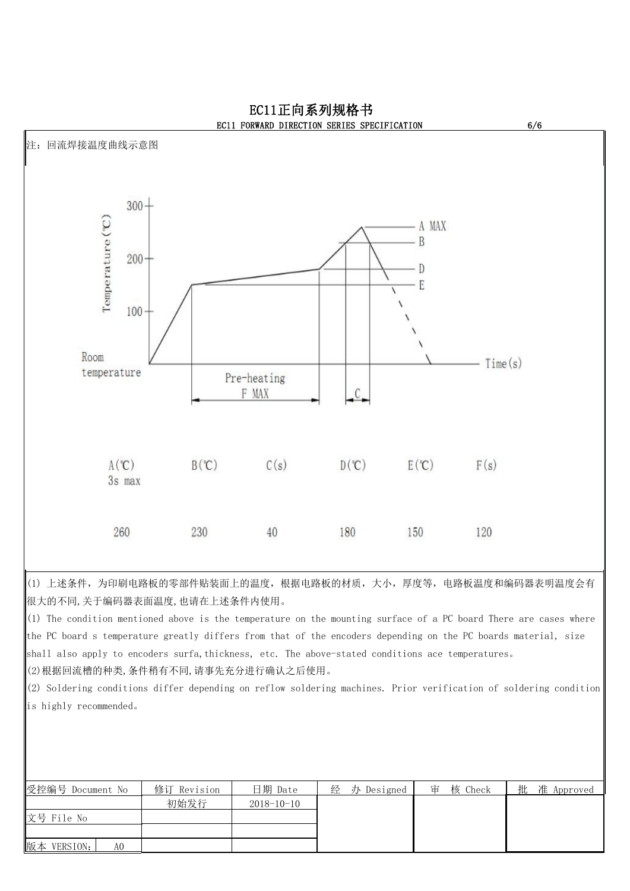# EC11正向系列规格书

EC11 FORWARD DIRECTION SERIES SPECIFICATION

注：回流焊接温度曲线示意图

300
200
100
Temperature (℃)
Room temperature
A MAX
B
D
E
Time(s)
Pre-heating
F MAX
C

| A(℃) 3s max | B(℃) | C(s) | D(℃) | E(℃) | F(s) |
|---|---|---|---|---|---|
| 260 | 230 | 40 | 180 | 150 | 120 |

(1) 上述条件，为印刷电路板的零部件贴装面上的温度，根据电路板的材质，大小，厚度等，电路板温度和编码器表明温度会有很大的不同,关于编码器表面温度,也请在上述条件内使用。

(1) The condition mentioned above is the temperature on the mounting surface of a PC board There are cases where the PC board s temperature greatly differs from that of the encoders depending on the PC boards material, size shall also apply to encoders surfa,thickness, etc. The above-stated conditions ace temperatures。

(2)根据回流槽的种类,条件稍有不同,请事先充分进行确认之后使用。

(2) Soldering conditions differ depending on reflow soldering machines. Prior verification of soldering condition is highly recommended。

| 受控编号 Document No | 修订 Revision | 日期 Date | 经　办 Designed | 审　核 Check | 批　准 Approved |
|---|---|---|---|---|---|
| | 初始发行 | 2018-10-10 | | | |
| 文号 File No | | | | | |
| 版本 VERSION: A0 | | | | | |